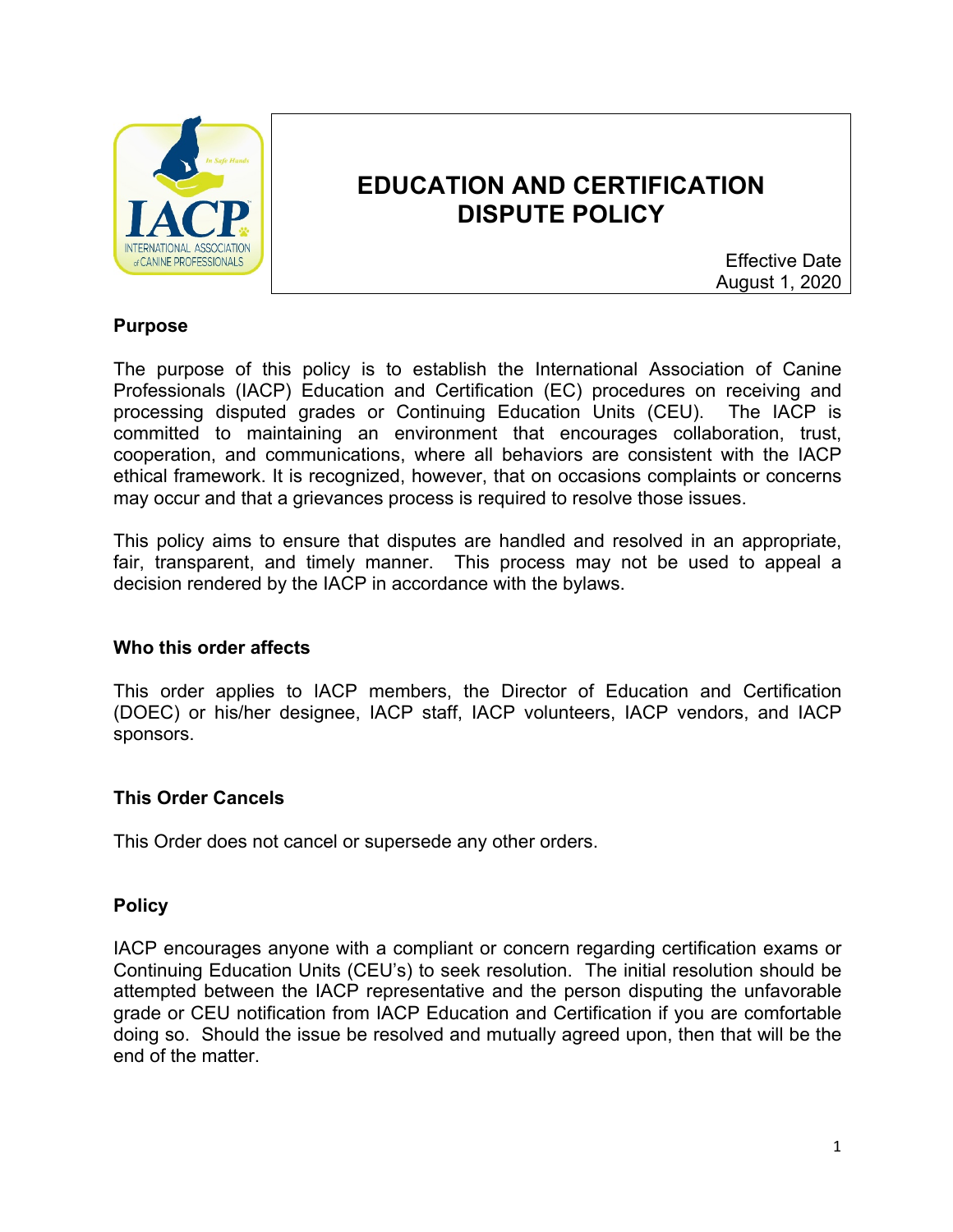# EDUCATION AND CERTIFICATION DISPUTE POLICY

Effective Date
August 1, 2020

**Purpose**

The purpose of this policy is to establish the International Association of Canine Professionals (IACP) Education and Certification (EC) procedures on receiving and processing disputed grades or Continuing Education Units (CEU). The IACP is committed to maintaining an environment that encourages collaboration, trust, cooperation, and communications, where all behaviors are consistent with the IACP ethical framework. It is recognized, however, that on occasions complaints or concerns may occur and that a grievances process is required to resolve those issues.

This policy aims to ensure that disputes are handled and resolved in an appropriate, fair, transparent, and timely manner. This process may not be used to appeal a decision rendered by the IACP in accordance with the bylaws.

**Who this order affects**

This order applies to IACP members, the Director of Education and Certification (DOEC) or his/her designee, IACP staff, IACP volunteers, IACP vendors, and IACP sponsors.

**This Order Cancels**

This Order does not cancel or supersede any other orders.

**Policy**

IACP encourages anyone with a compliant or concern regarding certification exams or Continuing Education Units (CEU's) to seek resolution. The initial resolution should be attempted between the IACP representative and the person disputing the unfavorable grade or CEU notification from IACP Education and Certification if you are comfortable doing so. Should the issue be resolved and mutually agreed upon, then that will be the end of the matter.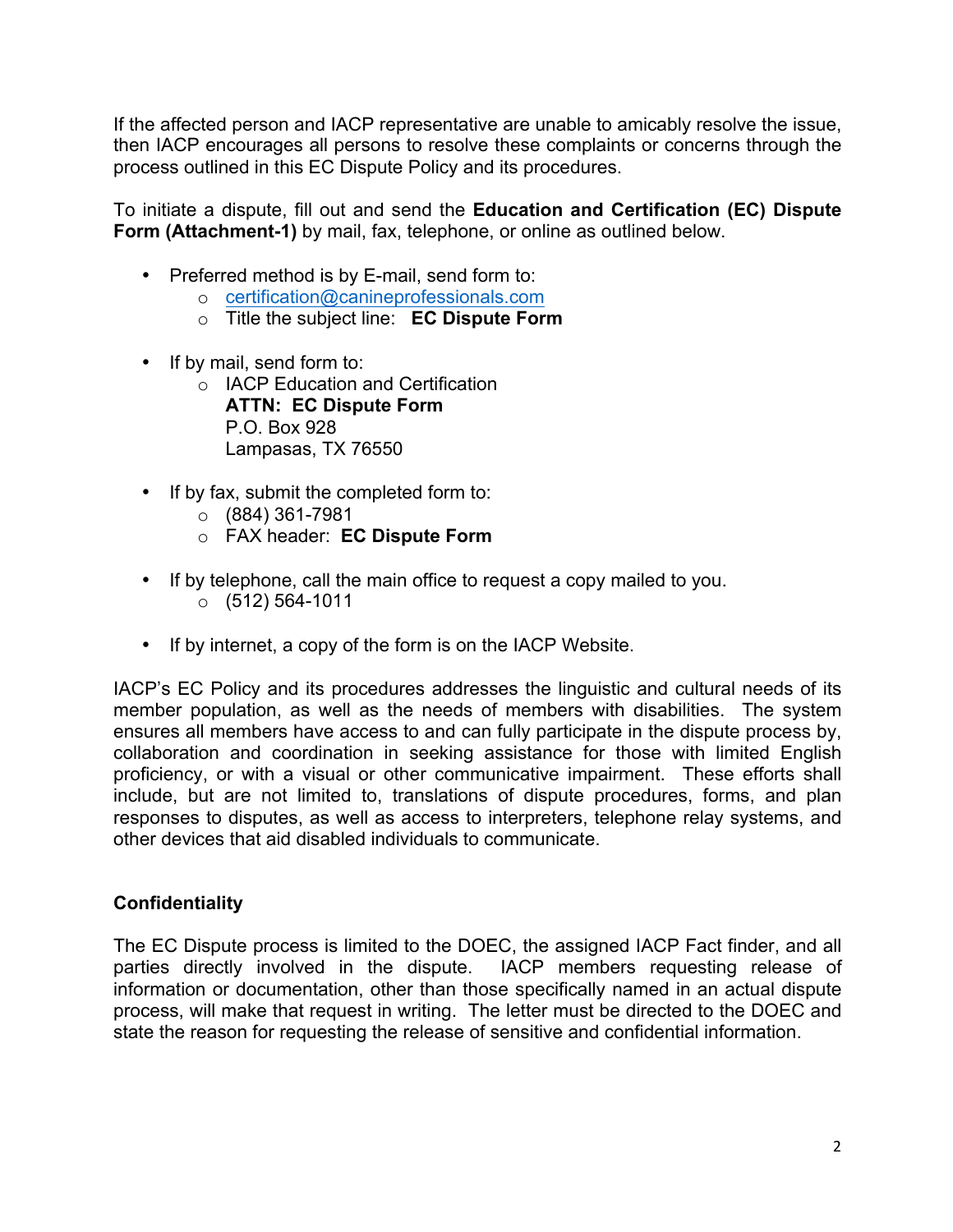If the affected person and IACP representative are unable to amicably resolve the issue, then IACP encourages all persons to resolve these complaints or concerns through the process outlined in this EC Dispute Policy and its procedures.

To initiate a dispute, fill out and send the **Education and Certification (EC) Dispute Form (Attachment-1)** by mail, fax, telephone, or online as outlined below.

- Preferred method is by E-mail, send form to:
  - certification@canineprofessionals.com
  - Title the subject line: **EC Dispute Form**

- If by mail, send form to:
  - IACP Education and Certification
    **ATTN: EC Dispute Form**
    P.O. Box 928
    Lampasas, TX 76550

- If by fax, submit the completed form to:
  - (884) 361-7981
  - FAX header: **EC Dispute Form**

- If by telephone, call the main office to request a copy mailed to you.
  - (512) 564-1011

- If by internet, a copy of the form is on the IACP Website.

IACP's EC Policy and its procedures addresses the linguistic and cultural needs of its member population, as well as the needs of members with disabilities. The system ensures all members have access to and can fully participate in the dispute process by, collaboration and coordination in seeking assistance for those with limited English proficiency, or with a visual or other communicative impairment. These efforts shall include, but are not limited to, translations of dispute procedures, forms, and plan responses to disputes, as well as access to interpreters, telephone relay systems, and other devices that aid disabled individuals to communicate.

**Confidentiality**

The EC Dispute process is limited to the DOEC, the assigned IACP Fact finder, and all parties directly involved in the dispute. IACP members requesting release of information or documentation, other than those specifically named in an actual dispute process, will make that request in writing. The letter must be directed to the DOEC and state the reason for requesting the release of sensitive and confidential information.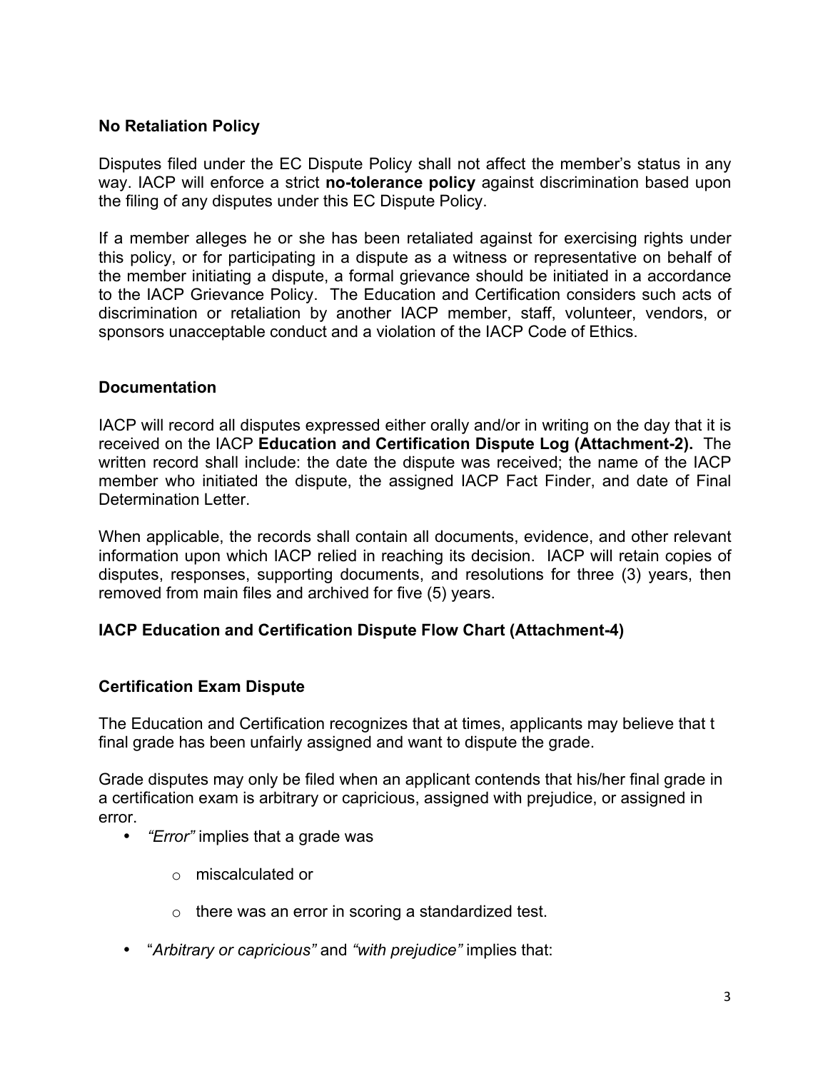**No Retaliation Policy**

Disputes filed under the EC Dispute Policy shall not affect the member's status in any way. IACP will enforce a strict **no-tolerance policy** against discrimination based upon the filing of any disputes under this EC Dispute Policy.

If a member alleges he or she has been retaliated against for exercising rights under this policy, or for participating in a dispute as a witness or representative on behalf of the member initiating a dispute, a formal grievance should be initiated in a accordance to the IACP Grievance Policy. The Education and Certification considers such acts of discrimination or retaliation by another IACP member, staff, volunteer, vendors, or sponsors unacceptable conduct and a violation of the IACP Code of Ethics.

**Documentation**

IACP will record all disputes expressed either orally and/or in writing on the day that it is received on the IACP **Education and Certification Dispute Log (Attachment-2).** The written record shall include: the date the dispute was received; the name of the IACP member who initiated the dispute, the assigned IACP Fact Finder, and date of Final Determination Letter.

When applicable, the records shall contain all documents, evidence, and other relevant information upon which IACP relied in reaching its decision. IACP will retain copies of disputes, responses, supporting documents, and resolutions for three (3) years, then removed from main files and archived for five (5) years.

**IACP Education and Certification Dispute Flow Chart (Attachment-4)**

**Certification Exam Dispute**

The Education and Certification recognizes that at times, applicants may believe that t final grade has been unfairly assigned and want to dispute the grade.

Grade disputes may only be filed when an applicant contends that his/her final grade in a certification exam is arbitrary or capricious, assigned with prejudice, or assigned in error.

- *"Error"* implies that a grade was
    - miscalculated or
    - there was an error in scoring a standardized test.
- "*Arbitrary or capricious"* and *"with prejudice"* implies that: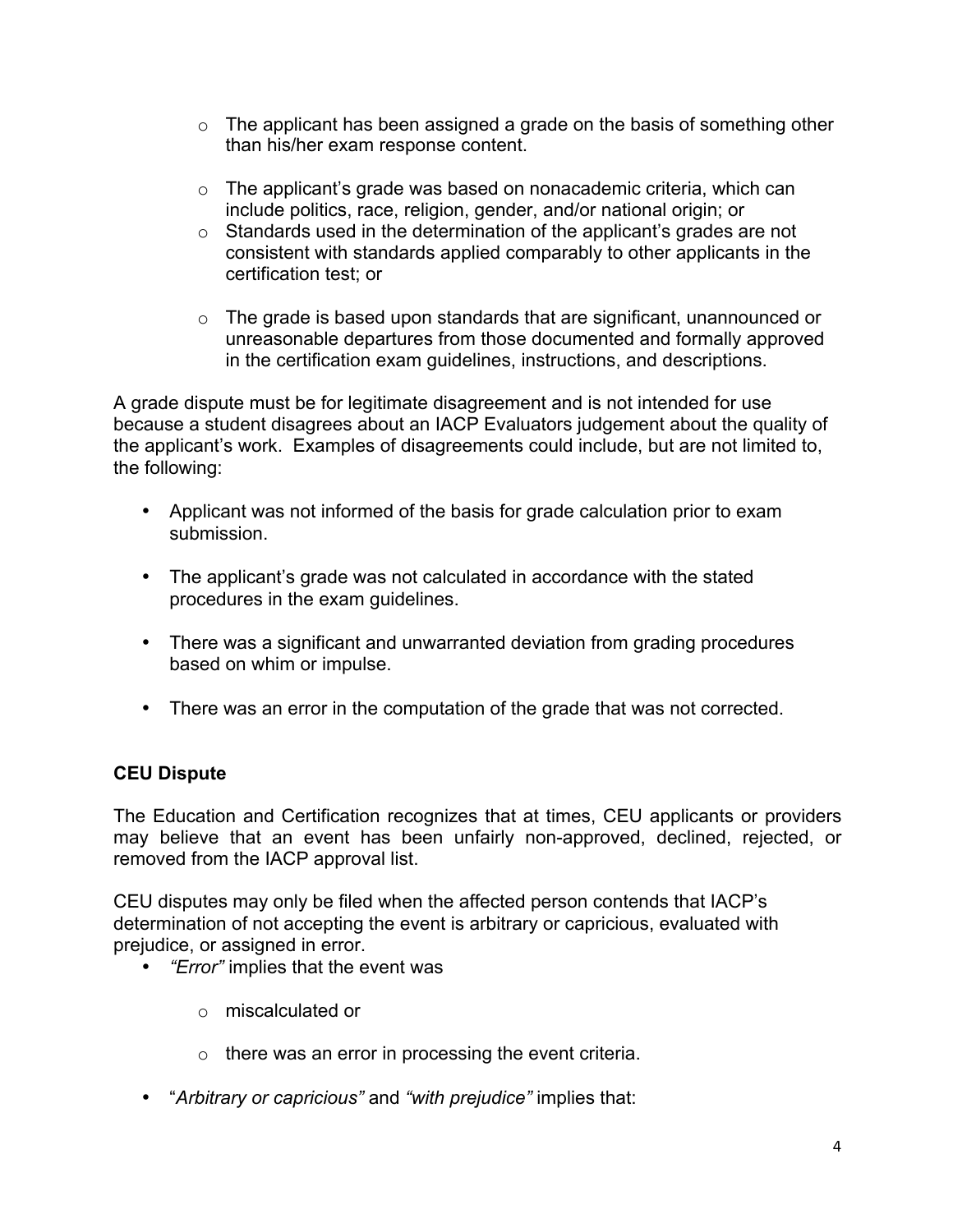- The applicant has been assigned a grade on the basis of something other than his/her exam response content.
- The applicant's grade was based on nonacademic criteria, which can include politics, race, religion, gender, and/or national origin; or
- Standards used in the determination of the applicant's grades are not consistent with standards applied comparably to other applicants in the certification test; or
- The grade is based upon standards that are significant, unannounced or unreasonable departures from those documented and formally approved in the certification exam guidelines, instructions, and descriptions.

A grade dispute must be for legitimate disagreement and is not intended for use because a student disagrees about an IACP Evaluators judgement about the quality of the applicant's work. Examples of disagreements could include, but are not limited to, the following:

- Applicant was not informed of the basis for grade calculation prior to exam submission.
- The applicant's grade was not calculated in accordance with the stated procedures in the exam guidelines.
- There was a significant and unwarranted deviation from grading procedures based on whim or impulse.
- There was an error in the computation of the grade that was not corrected.

**CEU Dispute**

The Education and Certification recognizes that at times, CEU applicants or providers may believe that an event has been unfairly non-approved, declined, rejected, or removed from the IACP approval list.

CEU disputes may only be filed when the affected person contends that IACP's determination of not accepting the event is arbitrary or capricious, evaluated with prejudice, or assigned in error.

- *"Error"* implies that the event was
  - miscalculated or
  - there was an error in processing the event criteria.
- "*Arbitrary or capricious"* and *"with prejudice"* implies that: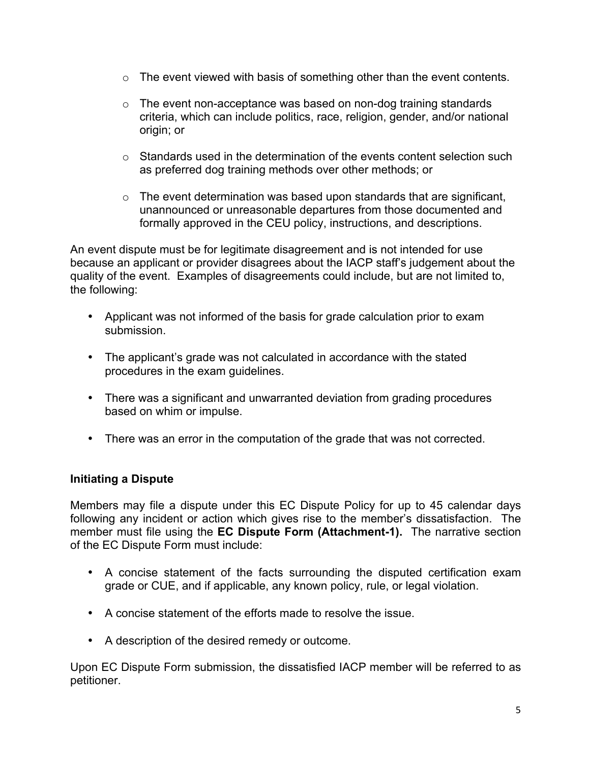- The event viewed with basis of something other than the event contents.

  - The event non-acceptance was based on non-dog training standards criteria, which can include politics, race, religion, gender, and/or national origin; or

  - Standards used in the determination of the events content selection such as preferred dog training methods over other methods; or

  - The event determination was based upon standards that are significant, unannounced or unreasonable departures from those documented and formally approved in the CEU policy, instructions, and descriptions.

An event dispute must be for legitimate disagreement and is not intended for use because an applicant or provider disagrees about the IACP staff's judgement about the quality of the event. Examples of disagreements could include, but are not limited to, the following:

- Applicant was not informed of the basis for grade calculation prior to exam submission.

- The applicant's grade was not calculated in accordance with the stated procedures in the exam guidelines.

- There was a significant and unwarranted deviation from grading procedures based on whim or impulse.

- There was an error in the computation of the grade that was not corrected.

**Initiating a Dispute**

Members may file a dispute under this EC Dispute Policy for up to 45 calendar days following any incident or action which gives rise to the member's dissatisfaction. The member must file using the **EC Dispute Form (Attachment-1).** The narrative section of the EC Dispute Form must include:

- A concise statement of the facts surrounding the disputed certification exam grade or CUE, and if applicable, any known policy, rule, or legal violation.

- A concise statement of the efforts made to resolve the issue.

- A description of the desired remedy or outcome.

Upon EC Dispute Form submission, the dissatisfied IACP member will be referred to as petitioner.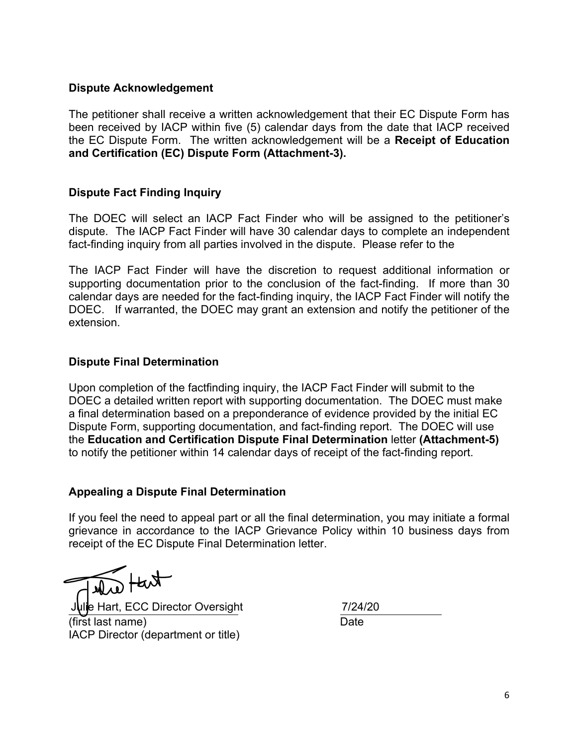### Dispute Acknowledgement

The petitioner shall receive a written acknowledgement that their EC Dispute Form has been received by IACP within five (5) calendar days from the date that IACP received the EC Dispute Form. The written acknowledgement will be a **Receipt of Education and Certification (EC) Dispute Form (Attachment-3).**

### Dispute Fact Finding Inquiry

The DOEC will select an IACP Fact Finder who will be assigned to the petitioner's dispute. The IACP Fact Finder will have 30 calendar days to complete an independent fact-finding inquiry from all parties involved in the dispute. Please refer to the

The IACP Fact Finder will have the discretion to request additional information or supporting documentation prior to the conclusion of the fact-finding. If more than 30 calendar days are needed for the fact-finding inquiry, the IACP Fact Finder will notify the DOEC. If warranted, the DOEC may grant an extension and notify the petitioner of the extension.

### Dispute Final Determination

Upon completion of the factfinding inquiry, the IACP Fact Finder will submit to the DOEC a detailed written report with supporting documentation. The DOEC must make a final determination based on a preponderance of evidence provided by the initial EC Dispute Form, supporting documentation, and fact-finding report. The DOEC will use the **Education and Certification Dispute Final Determination** letter **(Attachment-5)** to notify the petitioner within 14 calendar days of receipt of the fact-finding report.

### Appealing a Dispute Final Determination

If you feel the need to appeal part or all the final determination, you may initiate a formal grievance in accordance to the IACP Grievance Policy within 10 business days from receipt of the EC Dispute Final Determination letter.

Julie Hart, ECC Director Oversight
(first last name)
IACP Director (department or title)

7/24/20
Date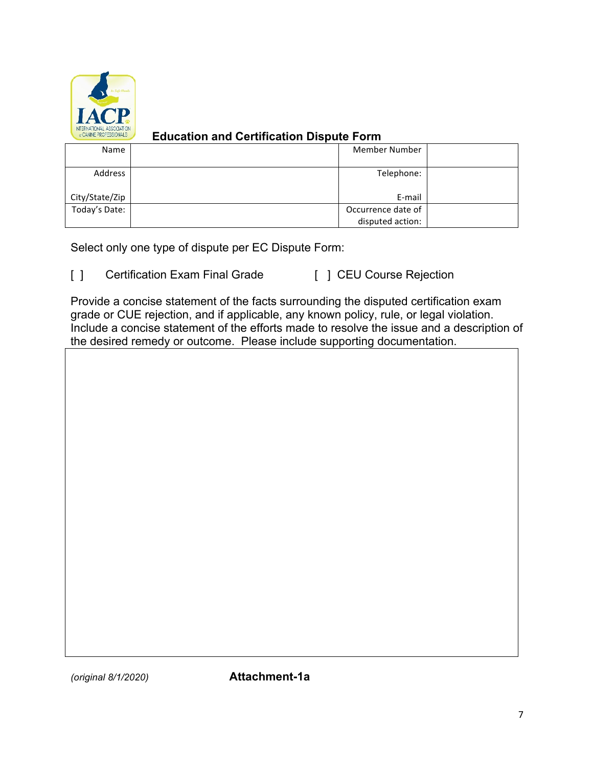## Education and Certification Dispute Form

| Name | | Member Number | |
|---|---|---|---|
| Address<br><br>City/State/Zip | | Telephone:<br><br>E-mail | |
| Today's Date: | | Occurrence date of disputed action: | |

Select only one type of dispute per EC Dispute Form:

[ ] Certification Exam Final Grade    [ ] CEU Course Rejection

Provide a concise statement of the facts surrounding the disputed certification exam grade or CUE rejection, and if applicable, any known policy, rule, or legal violation. Include a concise statement of the efforts made to resolve the issue and a description of the desired remedy or outcome. Please include supporting documentation.

| |
|---|
| |

*(original 8/1/2020)*

**Attachment-1a**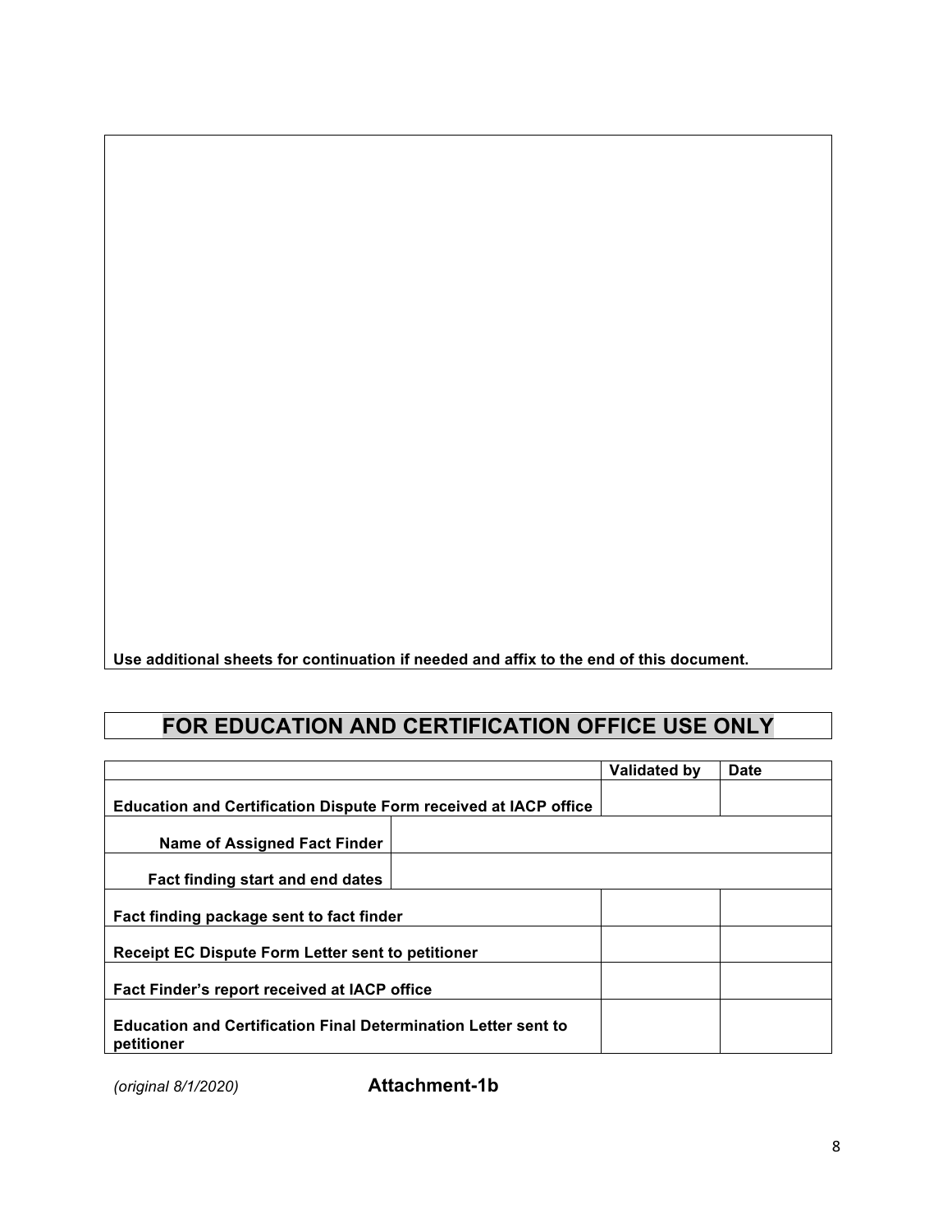Use additional sheets for continuation if needed and affix to the end of this document.

## FOR EDUCATION AND CERTIFICATION OFFICE USE ONLY

| | | Validated by | Date |
|---|---|---|---|
| **Education and Certification Dispute Form received at IACP office** | | | |
| **Name of Assigned Fact Finder** | | | |
| **Fact finding start and end dates** | | | |
| **Fact finding package sent to fact finder** | | | |
| **Receipt EC Dispute Form Letter sent to petitioner** | | | |
| **Fact Finder's report received at IACP office** | | | |
| **Education and Certification Final Determination Letter sent to petitioner** | | | |

*(original 8/1/2020)* **Attachment-1b**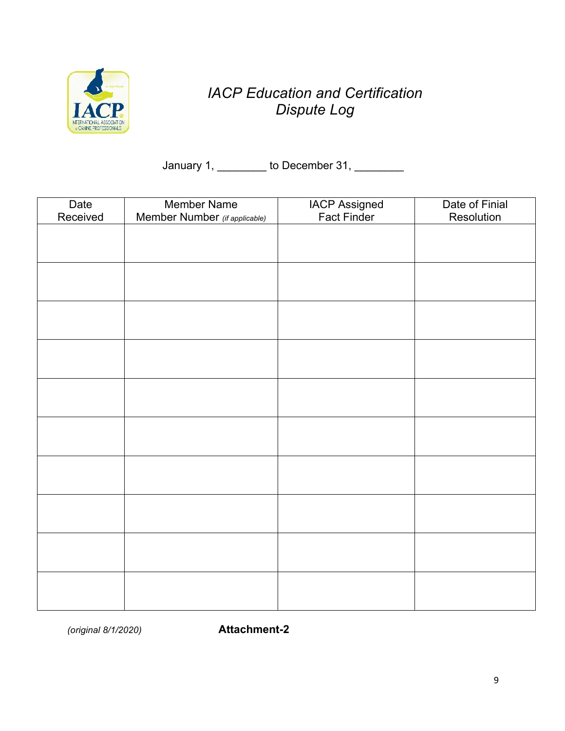# *IACP Education and Certification Dispute Log*

January 1, ________ to December 31, ________

| Date Received | Member Name Member Number *(if applicable)* | IACP Assigned Fact Finder | Date of Finial Resolution |
|---|---|---|---|
| | | | |
| | | | |
| | | | |
| | | | |
| | | | |
| | | | |
| | | | |
| | | | |
| | | | |
| | | | |

*(original 8/1/2020)* **Attachment-2**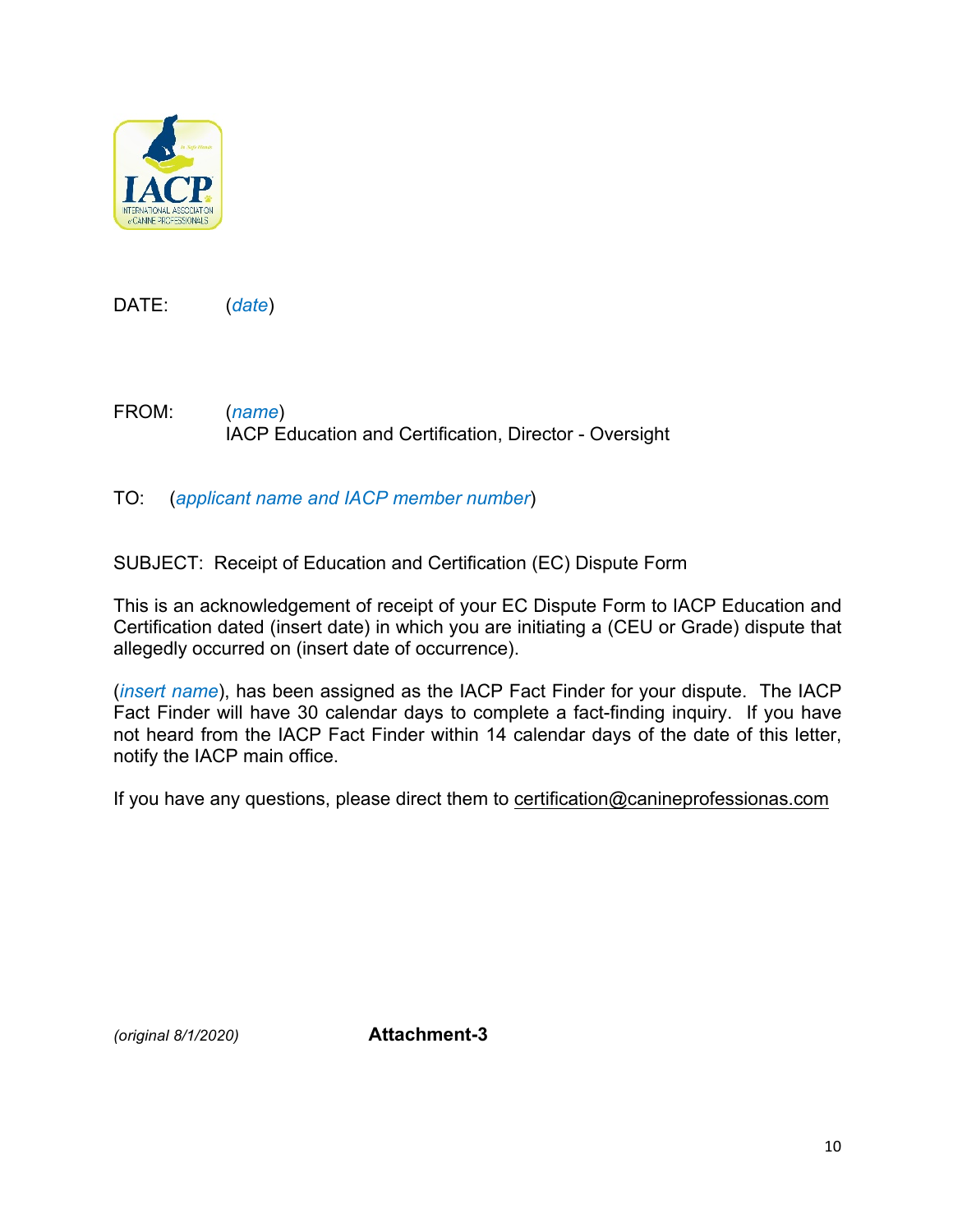DATE: (*date*)

FROM: (*name*)
IACP Education and Certification, Director - Oversight

TO: (*applicant name and IACP member number*)

SUBJECT: Receipt of Education and Certification (EC) Dispute Form

This is an acknowledgement of receipt of your EC Dispute Form to IACP Education and Certification dated (insert date) in which you are initiating a (CEU or Grade) dispute that allegedly occurred on (insert date of occurrence).

(*insert name*), has been assigned as the IACP Fact Finder for your dispute. The IACP Fact Finder will have 30 calendar days to complete a fact-finding inquiry. If you have not heard from the IACP Fact Finder within 14 calendar days of the date of this letter, notify the IACP main office.

If you have any questions, please direct them to certification@canineprofessionas.com

*(original 8/1/2020)* **Attachment-3**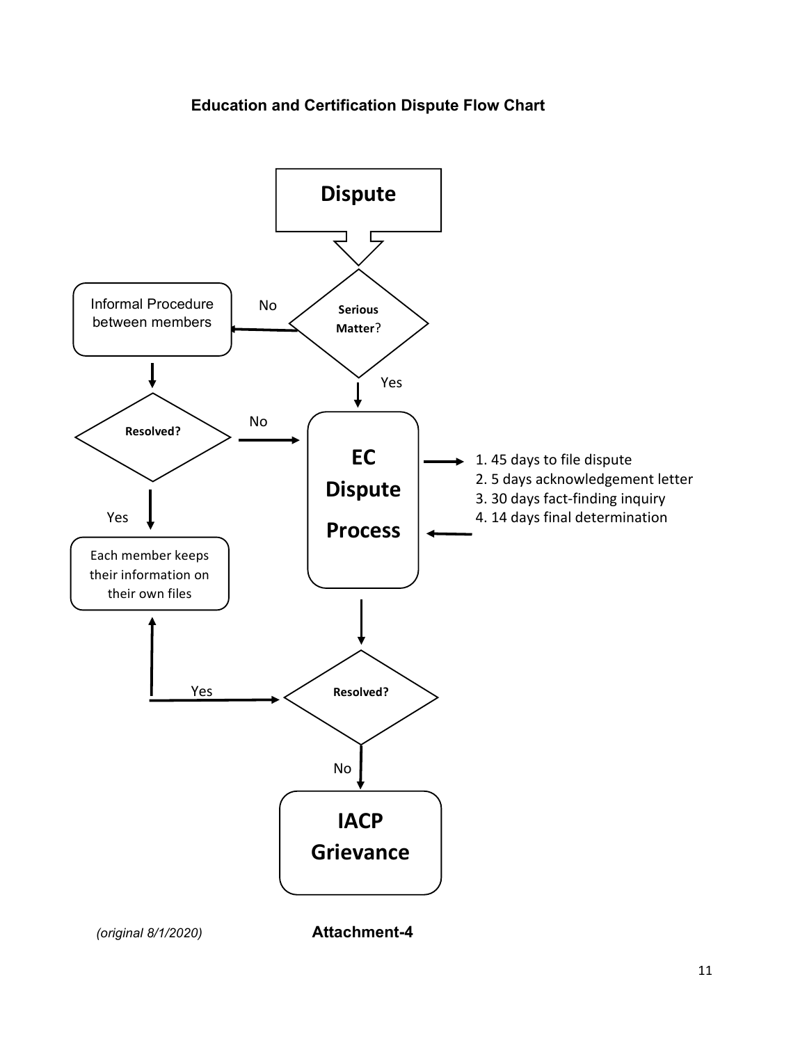**Education and Certification Dispute Flow Chart**

Dispute

Serious Matter?

No → Informal Procedure between members

Yes → EC Dispute Process

Resolved?

No → EC Dispute Process

Yes → Each member keeps their information on their own files

EC Dispute Process

1. 45 days to file dispute
2. 5 days acknowledgement letter
3. 30 days fact-finding inquiry
4. 14 days final determination

Resolved?

Yes → Each member keeps their information on their own files

No → IACP Grievance

*(original 8/1/2020)* **Attachment-4**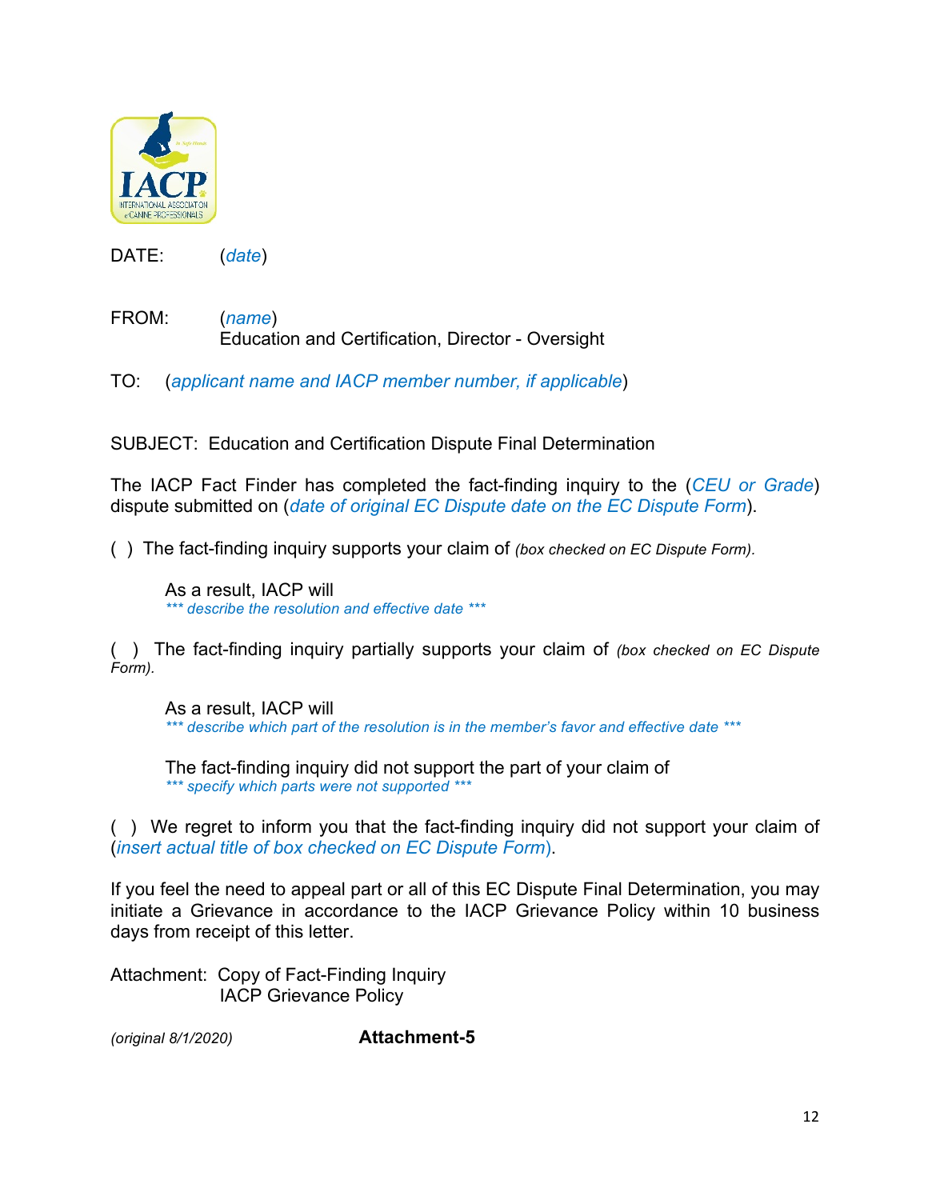DATE: (*date*)

FROM: (*name*)
Education and Certification, Director - Oversight

TO: (*applicant name and IACP member number, if applicable*)

SUBJECT: Education and Certification Dispute Final Determination

The IACP Fact Finder has completed the fact-finding inquiry to the (*CEU or Grade*) dispute submitted on (*date of original EC Dispute date on the EC Dispute Form*).

( ) The fact-finding inquiry supports your claim of *(box checked on EC Dispute Form).*

As a result, IACP will
*** describe the resolution and effective date ***

( ) The fact-finding inquiry partially supports your claim of *(box checked on EC Dispute Form).*

As a result, IACP will
*** describe which part of the resolution is in the member's favor and effective date ***

The fact-finding inquiry did not support the part of your claim of
*** specify which parts were not supported ***

( ) We regret to inform you that the fact-finding inquiry did not support your claim of (*insert actual title of box checked on EC Dispute Form*).

If you feel the need to appeal part or all of this EC Dispute Final Determination, you may initiate a Grievance in accordance to the IACP Grievance Policy within 10 business days from receipt of this letter.

Attachment: Copy of Fact-Finding Inquiry
IACP Grievance Policy

*(original 8/1/2020)* **Attachment-5**